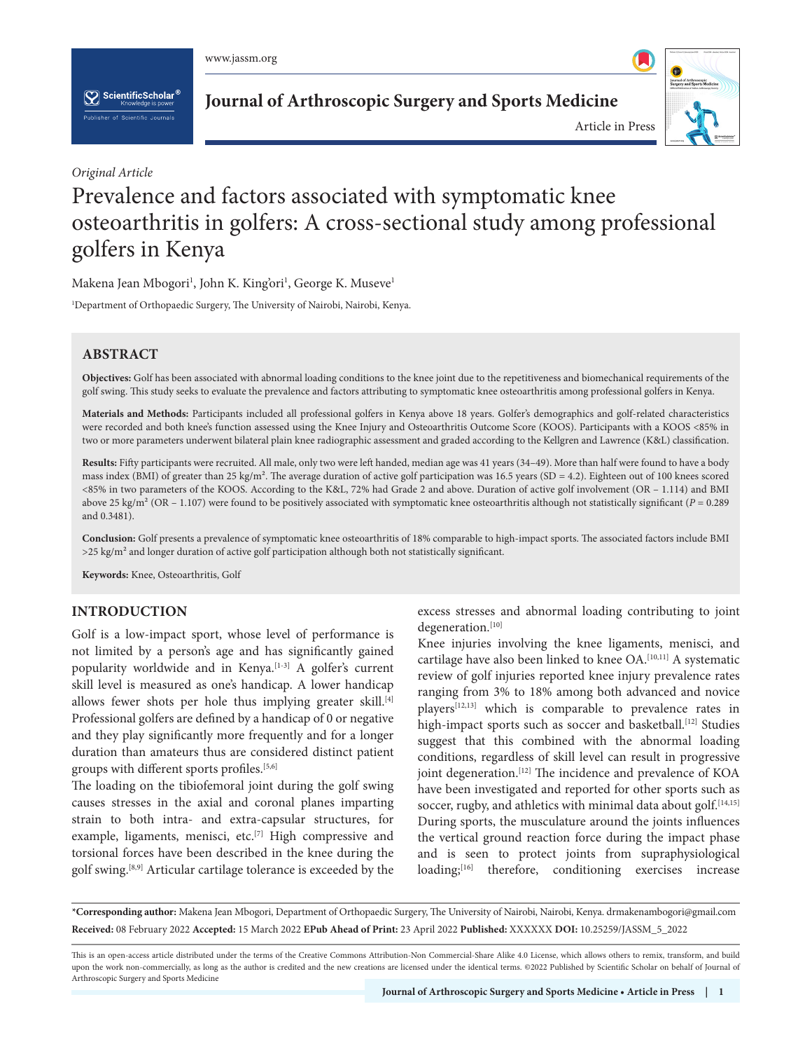*Original Article*

# Prevalence and factors associated with symptomatic knee osteoarthritis in golfers: A cross-sectional study among professional golfers in Kenya

Makena Jean Mbogori[1], John K. King'ori[1], George K. Museve[1]

[1]Department of Orthopaedic Surgery, The University of Nairobi, Nairobi, Kenya.

## ABSTRACT

**Objectives:** Golf has been associated with abnormal loading conditions to the knee joint due to the repetitiveness and biomechanical requirements of the golf swing. This study seeks to evaluate the prevalence and factors attributing to symptomatic knee osteoarthritis among professional golfers in Kenya.

**Materials and Methods:** Participants included all professional golfers in Kenya above 18 years. Golfer's demographics and golf-related characteristics were recorded and both knee's function assessed using the Knee Injury and Osteoarthritis Outcome Score (KOOS). Participants with a KOOS <85% in two or more parameters underwent bilateral plain knee radiographic assessment and graded according to the Kellgren and Lawrence (K&L) classification.

**Results:** Fifty participants were recruited. All male, only two were left handed, median age was 41 years (34–49). More than half were found to have a body mass index (BMI) of greater than 25 kg/m². The average duration of active golf participation was 16.5 years (SD = 4.2). Eighteen out of 100 knees scored <85% in two parameters of the KOOS. According to the K&L, 72% had Grade 2 and above. Duration of active golf involvement (OR – 1.114) and BMI above 25 kg/m² (OR – 1.107) were found to be positively associated with symptomatic knee osteoarthritis although not statistically significant ($P$ = 0.289 and 0.3481).

**Conclusion:** Golf presents a prevalence of symptomatic knee osteoarthritis of 18% comparable to high-impact sports. The associated factors include BMI >25 kg/m² and longer duration of active golf participation although both not statistically significant.

**Keywords:** Knee, Osteoarthritis, Golf

## INTRODUCTION

Golf is a low-impact sport, whose level of performance is not limited by a person's age and has significantly gained popularity worldwide and in Kenya.[1-3] A golfer's current skill level is measured as one's handicap. A lower handicap allows fewer shots per hole thus implying greater skill.[4] Professional golfers are defined by a handicap of 0 or negative and they play significantly more frequently and for a longer duration than amateurs thus are considered distinct patient groups with different sports profiles.[5,6]

The loading on the tibiofemoral joint during the golf swing causes stresses in the axial and coronal planes imparting strain to both intra- and extra-capsular structures, for example, ligaments, menisci, etc.[7] High compressive and torsional forces have been described in the knee during the golf swing.[8,9] Articular cartilage tolerance is exceeded by the excess stresses and abnormal loading contributing to joint degeneration.[10]

Knee injuries involving the knee ligaments, menisci, and cartilage have also been linked to knee OA.[10,11] A systematic review of golf injuries reported knee injury prevalence rates ranging from 3% to 18% among both advanced and novice players[12,13] which is comparable to prevalence rates in high-impact sports such as soccer and basketball.[12] Studies suggest that this combined with the abnormal loading conditions, regardless of skill level can result in progressive joint degeneration.[12] The incidence and prevalence of KOA have been investigated and reported for other sports such as soccer, rugby, and athletics with minimal data about golf.[14,15] During sports, the musculature around the joints influences the vertical ground reaction force during the impact phase and is seen to protect joints from supraphysiological loading;[16] therefore, conditioning exercises increase

*__Corresponding author:__ Makena Jean Mbogori, Department of Orthopaedic Surgery, The University of Nairobi, Nairobi, Kenya. drmakenambogori@gmail.com
**Received:** 08 February 2022 **Accepted:** 15 March 2022 **EPub Ahead of Print:** 23 April 2022 **Published:** XXXXXX **DOI:** 10.25259/JASSM_5_2022

This is an open-access article distributed under the terms of the Creative Commons Attribution-Non Commercial-Share Alike 4.0 License, which allows others to remix, transform, and build upon the work non-commercially, as long as the author is credited and the new creations are licensed under the identical terms. ©2022 Published by Scientific Scholar on behalf of Journal of Arthroscopic Surgery and Sports Medicine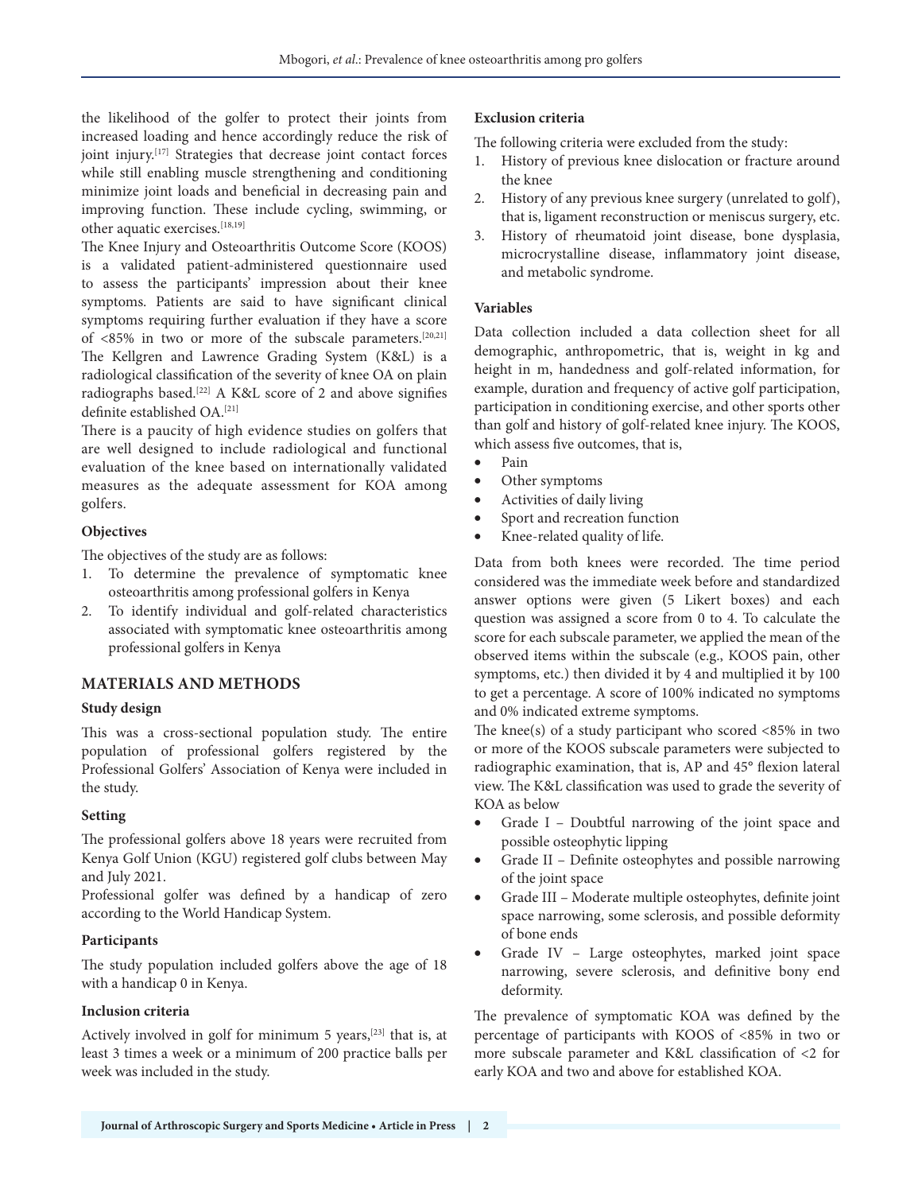the likelihood of the golfer to protect their joints from increased loading and hence accordingly reduce the risk of joint injury.[17] Strategies that decrease joint contact forces while still enabling muscle strengthening and conditioning minimize joint loads and beneficial in decreasing pain and improving function. These include cycling, swimming, or other aquatic exercises.[18,19]

The Knee Injury and Osteoarthritis Outcome Score (KOOS) is a validated patient-administered questionnaire used to assess the participants' impression about their knee symptoms. Patients are said to have significant clinical symptoms requiring further evaluation if they have a score of <85% in two or more of the subscale parameters.[20,21] The Kellgren and Lawrence Grading System (K&L) is a radiological classification of the severity of knee OA on plain radiographs based.[22] A K&L score of 2 and above signifies definite established OA.[21]

There is a paucity of high evidence studies on golfers that are well designed to include radiological and functional evaluation of the knee based on internationally validated measures as the adequate assessment for KOA among golfers.

### Objectives

The objectives of the study are as follows:

1. To determine the prevalence of symptomatic knee osteoarthritis among professional golfers in Kenya
2. To identify individual and golf-related characteristics associated with symptomatic knee osteoarthritis among professional golfers in Kenya

## MATERIALS AND METHODS

### Study design

This was a cross-sectional population study. The entire population of professional golfers registered by the Professional Golfers' Association of Kenya were included in the study.

### Setting

The professional golfers above 18 years were recruited from Kenya Golf Union (KGU) registered golf clubs between May and July 2021.

Professional golfer was defined by a handicap of zero according to the World Handicap System.

### Participants

The study population included golfers above the age of 18 with a handicap 0 in Kenya.

### Inclusion criteria

Actively involved in golf for minimum 5 years,[23] that is, at least 3 times a week or a minimum of 200 practice balls per week was included in the study.

### Exclusion criteria

The following criteria were excluded from the study:

1. History of previous knee dislocation or fracture around the knee
2. History of any previous knee surgery (unrelated to golf), that is, ligament reconstruction or meniscus surgery, etc.
3. History of rheumatoid joint disease, bone dysplasia, microcrystalline disease, inflammatory joint disease, and metabolic syndrome.

### Variables

Data collection included a data collection sheet for all demographic, anthropometric, that is, weight in kg and height in m, handedness and golf-related information, for example, duration and frequency of active golf participation, participation in conditioning exercise, and other sports other than golf and history of golf-related knee injury. The KOOS, which assess five outcomes, that is,

- Pain
- Other symptoms
- Activities of daily living
- Sport and recreation function
- Knee-related quality of life.

Data from both knees were recorded. The time period considered was the immediate week before and standardized answer options were given (5 Likert boxes) and each question was assigned a score from 0 to 4. To calculate the score for each subscale parameter, we applied the mean of the observed items within the subscale (e.g., KOOS pain, other symptoms, etc.) then divided it by 4 and multiplied it by 100 to get a percentage. A score of 100% indicated no symptoms and 0% indicated extreme symptoms.

The knee(s) of a study participant who scored <85% in two or more of the KOOS subscale parameters were subjected to radiographic examination, that is, AP and 45° flexion lateral view. The K&L classification was used to grade the severity of KOA as below

- Grade I – Doubtful narrowing of the joint space and possible osteophytic lipping
- Grade II – Definite osteophytes and possible narrowing of the joint space
- Grade III – Moderate multiple osteophytes, definite joint space narrowing, some sclerosis, and possible deformity of bone ends
- Grade IV – Large osteophytes, marked joint space narrowing, severe sclerosis, and definitive bony end deformity.

The prevalence of symptomatic KOA was defined by the percentage of participants with KOOS of <85% in two or more subscale parameter and K&L classification of <2 for early KOA and two and above for established KOA.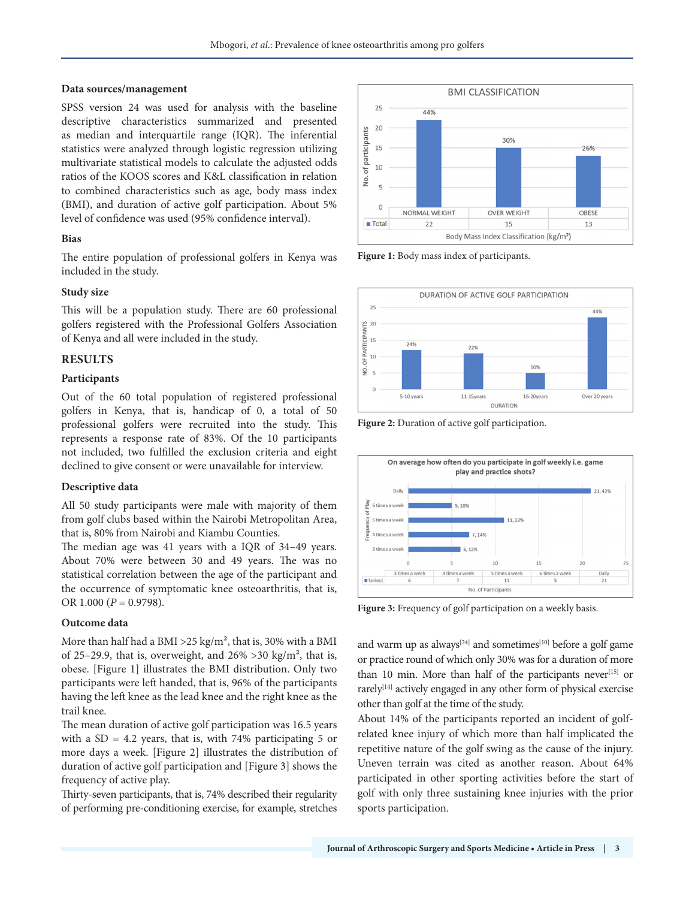#### Data sources/management

SPSS version 24 was used for analysis with the baseline descriptive characteristics summarized and presented as median and interquartile range (IQR). The inferential statistics were analyzed through logistic regression utilizing multivariate statistical models to calculate the adjusted odds ratios of the KOOS scores and K&L classification in relation to combined characteristics such as age, body mass index (BMI), and duration of active golf participation. About 5% level of confidence was used (95% confidence interval).

#### Bias

The entire population of professional golfers in Kenya was included in the study.

#### Study size

This will be a population study. There are 60 professional golfers registered with the Professional Golfers Association of Kenya and all were included in the study.

## RESULTS

#### Participants

Out of the 60 total population of registered professional golfers in Kenya, that is, handicap of 0, a total of 50 professional golfers were recruited into the study. This represents a response rate of 83%. Of the 10 participants not included, two fulfilled the exclusion criteria and eight declined to give consent or were unavailable for interview.

#### Descriptive data

All 50 study participants were male with majority of them from golf clubs based within the Nairobi Metropolitan Area, that is, 80% from Nairobi and Kiambu Counties.

The median age was 41 years with a IQR of 34–49 years. About 70% were between 30 and 49 years. The was no statistical correlation between the age of the participant and the occurrence of symptomatic knee osteoarthritis, that is, OR 1.000 ($P = 0.9798$).

#### Outcome data

More than half had a BMI >25 kg/m², that is, 30% with a BMI of 25–29.9, that is, overweight, and 26% >30 kg/m², that is, obese. [Figure 1] illustrates the BMI distribution. Only two participants were left handed, that is, 96% of the participants having the left knee as the lead knee and the right knee as the trail knee.

The mean duration of active golf participation was 16.5 years with a SD = 4.2 years, that is, with 74% participating 5 or more days a week. [Figure 2] illustrates the distribution of duration of active golf participation and [Figure 3] shows the frequency of active play.

Thirty-seven participants, that is, 74% described their regularity of performing pre-conditioning exercise, for example, stretches and warm up as always[24] and sometimes[10] before a golf game or practice round of which only 30% was for a duration of more than 10 min. More than half of the participants never[15] or rarely[14] actively engaged in any other form of physical exercise other than golf at the time of the study.

About 14% of the participants reported an incident of golf-related knee injury of which more than half implicated the repetitive nature of the golf swing as the cause of the injury. Uneven terrain was cited as another reason. About 64% participated in other sporting activities before the start of golf with only three sustaining knee injuries with the prior sports participation.

BMI CLASSIFICATION

| | NORMAL WEIGHT | OVER WEIGHT | OBESE |
|---|---|---|---|
| Total | 22 | 15 | 13 |
| % | 44% | 30% | 26% |

Figure 1: Body mass index of participants.

DURATION OF ACTIVE GOLF PARTICIPATION

| Duration | 5-10 years | 11-15 years | 16-20 years | Over 20 years |
|---|---|---|---|---|
| % | 24% | 22% | 10% | 44% |

Figure 2: Duration of active golf participation.

On average how often do you participate in golf weekly i.e. game play and practice shots?

| | 3 times a week | 4 times a week | 5 times a week | 6 times a week | Daily |
|---|---|---|---|---|---|
| Series1 | 6 | 7 | 11 | 5 | 21 |
| % | 12% | 14% | 22% | 10% | 42% |

Figure 3: Frequency of golf participation on a weekly basis.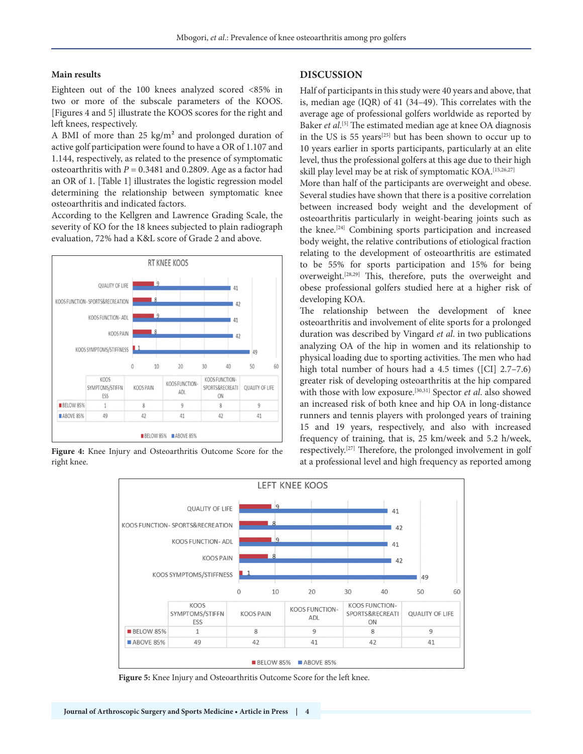### Main results

Eighteen out of the 100 knees analyzed scored <85% in two or more of the subscale parameters of the KOOS. [Figures 4 and 5] illustrate the KOOS scores for the right and left knees, respectively.

A BMI of more than 25 kg/m² and prolonged duration of active golf participation were found to have a OR of 1.107 and 1.144, respectively, as related to the presence of symptomatic osteoarthritis with $P = 0.3481$ and 0.2809. Age as a factor had an OR of 1. [Table 1] illustrates the logistic regression model determining the relationship between symptomatic knee osteoarthritis and indicated factors.

According to the Kellgren and Lawrence Grading Scale, the severity of KO for the 18 knees subjected to plain radiograph evaluation, 72% had a K&L score of Grade 2 and above.

**RT KNEE KOOS**

| | KOOS SYMPTOMS/STIFFNESS | KOOS PAIN | KOOS FUNCTION-ADL | KOOS FUNCTION-SPORTS&RECREATION | QUALITY OF LIFE |
|---|---|---|---|---|---|
| BELOW 85% | 1 | 8 | 9 | 8 | 9 |
| ABOVE 85% | 49 | 42 | 41 | 42 | 41 |

**Figure 4:** Knee Injury and Osteoarthritis Outcome Score for the right knee.

## DISCUSSION

Half of participants in this study were 40 years and above, that is, median age (IQR) of 41 (34–49). This correlates with the average age of professional golfers worldwide as reported by Baker *et al.*[5] The estimated median age at knee OA diagnosis in the US is 55 years[25] but has been shown to occur up to 10 years earlier in sports participants, particularly at an elite level, thus the professional golfers at this age due to their high skill play level may be at risk of symptomatic KOA.[15,26,27]

More than half of the participants are overweight and obese. Several studies have shown that there is a positive correlation between increased body weight and the development of osteoarthritis particularly in weight-bearing joints such as the knee.[24] Combining sports participation and increased body weight, the relative contributions of etiological fraction relating to the development of osteoarthritis are estimated to be 55% for sports participation and 15% for being overweight.[28,29] This, therefore, puts the overweight and obese professional golfers studied here at a higher risk of developing KOA.

The relationship between the development of knee osteoarthritis and involvement of elite sports for a prolonged duration was described by Vingard *et al.* in two publications analyzing OA of the hip in women and its relationship to physical loading due to sporting activities. The men who had high total number of hours had a 4.5 times ([CI] 2.7–7.6) greater risk of developing osteoarthritis at the hip compared with those with low exposure.[30,31] Spector *et al.* also showed an increased risk of both knee and hip OA in long-distance runners and tennis players with prolonged years of training 15 and 19 years, respectively, and also with increased frequency of training, that is, 25 km/week and 5.2 h/week, respectively.[27] Therefore, the prolonged involvement in golf at a professional level and high frequency as reported among

**LEFT KNEE KOOS**

| | KOOS SYMPTOMS/STIFFNESS | KOOS PAIN | KOOS FUNCTION-ADL | KOOS FUNCTION-SPORTS&RECREATION | QUALITY OF LIFE |
|---|---|---|---|---|---|
| BELOW 85% | 1 | 8 | 9 | 8 | 9 |
| ABOVE 85% | 49 | 42 | 41 | 42 | 41 |

**Figure 5:** Knee Injury and Osteoarthritis Outcome Score for the left knee.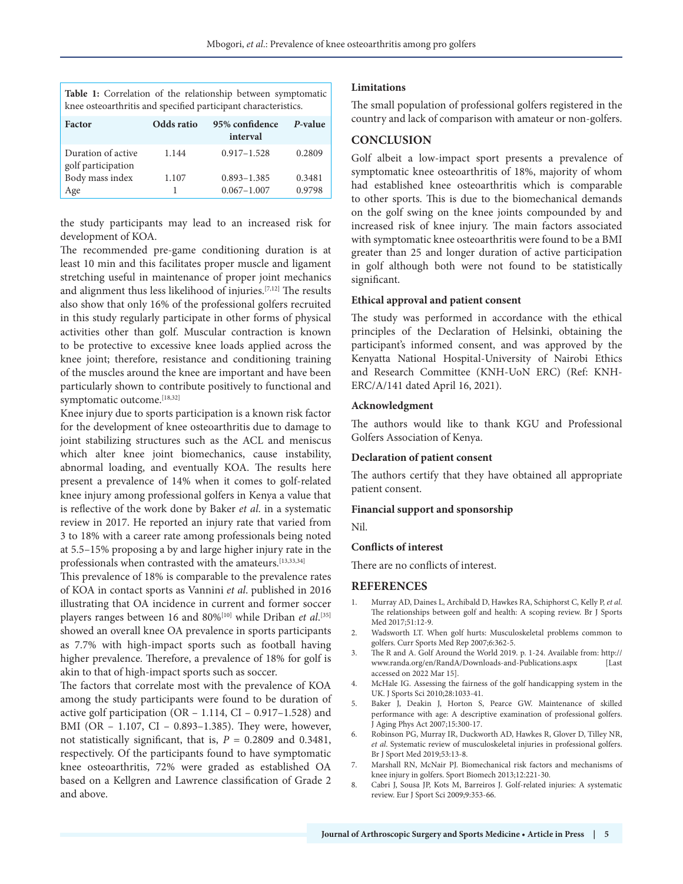**Table 1:** Correlation of the relationship between symptomatic knee osteoarthritis and specified participant characteristics.

| Factor | Odds ratio | 95% confidence interval | *P*-value |
|---|---|---|---|
| Duration of active golf participation | 1.144 | 0.917–1.528 | 0.2809 |
| Body mass index | 1.107 | 0.893–1.385 | 0.3481 |
| Age | 1 | 0.067–1.007 | 0.9798 |

the study participants may lead to an increased risk for development of KOA.

The recommended pre-game conditioning duration is at least 10 min and this facilitates proper muscle and ligament stretching useful in maintenance of proper joint mechanics and alignment thus less likelihood of injuries.[7,12] The results also show that only 16% of the professional golfers recruited in this study regularly participate in other forms of physical activities other than golf. Muscular contraction is known to be protective to excessive knee loads applied across the knee joint; therefore, resistance and conditioning training of the muscles around the knee are important and have been particularly shown to contribute positively to functional and symptomatic outcome.[18,32]

Knee injury due to sports participation is a known risk factor for the development of knee osteoarthritis due to damage to joint stabilizing structures such as the ACL and meniscus which alter knee joint biomechanics, cause instability, abnormal loading, and eventually KOA. The results here present a prevalence of 14% when it comes to golf-related knee injury among professional golfers in Kenya a value that is reflective of the work done by Baker *et al.* in a systematic review in 2017. He reported an injury rate that varied from 3 to 18% with a career rate among professionals being noted at 5.5–15% proposing a by and large higher injury rate in the professionals when contrasted with the amateurs.[13,33,34]

This prevalence of 18% is comparable to the prevalence rates of KOA in contact sports as Vannini *et al*. published in 2016 illustrating that OA incidence in current and former soccer players ranges between 16 and 80%[10] while Driban *et al*.[35] showed an overall knee OA prevalence in sports participants as 7.7% with high-impact sports such as football having higher prevalence. Therefore, a prevalence of 18% for golf is akin to that of high-impact sports such as soccer.

The factors that correlate most with the prevalence of KOA among the study participants were found to be duration of active golf participation (OR – 1.114, CI – 0.917–1.528) and BMI (OR – 1.107, CI – 0.893–1.385). They were, however, not statistically significant, that is, $P = 0.2809$ and 0.3481, respectively. Of the participants found to have symptomatic knee osteoarthritis, 72% were graded as established OA based on a Kellgren and Lawrence classification of Grade 2 and above.

### Limitations

The small population of professional golfers registered in the country and lack of comparison with amateur or non-golfers.

## CONCLUSION

Golf albeit a low-impact sport presents a prevalence of symptomatic knee osteoarthritis of 18%, majority of whom had established knee osteoarthritis which is comparable to other sports. This is due to the biomechanical demands on the golf swing on the knee joints compounded by and increased risk of knee injury. The main factors associated with symptomatic knee osteoarthritis were found to be a BMI greater than 25 and longer duration of active participation in golf although both were not found to be statistically significant.

### Ethical approval and patient consent

The study was performed in accordance with the ethical principles of the Declaration of Helsinki, obtaining the participant's informed consent, and was approved by the Kenyatta National Hospital-University of Nairobi Ethics and Research Committee (KNH-UoN ERC) (Ref: KNH-ERC/A/141 dated April 16, 2021).

### Acknowledgment

The authors would like to thank KGU and Professional Golfers Association of Kenya.

### Declaration of patient consent

The authors certify that they have obtained all appropriate patient consent.

### Financial support and sponsorship

Nil.

### Conflicts of interest

There are no conflicts of interest.

## REFERENCES

1. Murray AD, Daines L, Archibald D, Hawkes RA, Schiphorst C, Kelly P, *et al*. The relationships between golf and health: A scoping review. Br J Sports Med 2017;51:12-9.
2. Wadsworth LT. When golf hurts: Musculoskeletal problems common to golfers. Curr Sports Med Rep 2007;6:362-5.
3. The R and A. Golf Around the World 2019. p. 1-24. Available from: http://www.randa.org/en/RandA/Downloads-and-Publications.aspx [Last accessed on 2022 Mar 15].
4. McHale IG. Assessing the fairness of the golf handicapping system in the UK. J Sports Sci 2010;28:1033-41.
5. Baker J, Deakin J, Horton S, Pearce GW. Maintenance of skilled performance with age: A descriptive examination of professional golfers. J Aging Phys Act 2007;15:300-17.
6. Robinson PG, Murray IR, Duckworth AD, Hawkes R, Glover D, Tilley NR, *et al*. Systematic review of musculoskeletal injuries in professional golfers. Br J Sport Med 2019;53:13-8.
7. Marshall RN, McNair PJ. Biomechanical risk factors and mechanisms of knee injury in golfers. Sport Biomech 2013;12:221-30.
8. Cabri J, Sousa JP, Kots M, Barreiros J. Golf-related injuries: A systematic review. Eur J Sport Sci 2009;9:353-66.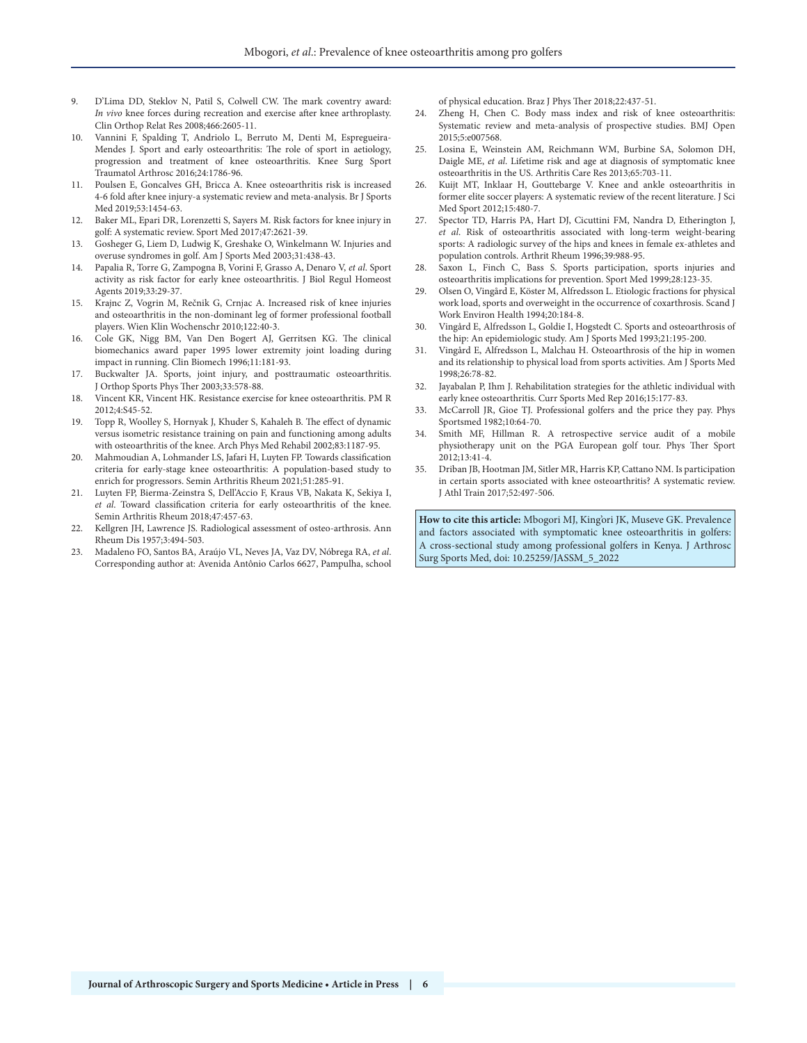9. D'Lima DD, Steklov N, Patil S, Colwell CW. The mark coventry award: *In vivo* knee forces during recreation and exercise after knee arthroplasty. Clin Orthop Relat Res 2008;466:2605-11.
10. Vannini F, Spalding T, Andriolo L, Berruto M, Denti M, Espregueira-Mendes J. Sport and early osteoarthritis: The role of sport in aetiology, progression and treatment of knee osteoarthritis. Knee Surg Sport Traumatol Arthrosc 2016;24:1786-96.
11. Poulsen E, Goncalves GH, Bricca A. Knee osteoarthritis risk is increased 4-6 fold after knee injury-a systematic review and meta-analysis. Br J Sports Med 2019;53:1454-63.
12. Baker ML, Epari DR, Lorenzetti S, Sayers M. Risk factors for knee injury in golf: A systematic review. Sport Med 2017;47:2621-39.
13. Gosheger G, Liem D, Ludwig K, Greshake O, Winkelmann W. Injuries and overuse syndromes in golf. Am J Sports Med 2003;31:438-43.
14. Papalia R, Torre G, Zampogna B, Vorini F, Grasso A, Denaro V, *et al*. Sport activity as risk factor for early knee osteoarthritis. J Biol Regul Homeost Agents 2019;33:29-37.
15. Krajnc Z, Vogrin M, Rečnik G, Crnjac A. Increased risk of knee injuries and osteoarthritis in the non-dominant leg of former professional football players. Wien Klin Wochenschr 2010;122:40-3.
16. Cole GK, Nigg BM, Van Den Bogert AJ, Gerritsen KG. The clinical biomechanics award paper 1995 lower extremity joint loading during impact in running. Clin Biomech 1996;11:181-93.
17. Buckwalter JA. Sports, joint injury, and posttraumatic osteoarthritis. J Orthop Sports Phys Ther 2003;33:578-88.
18. Vincent KR, Vincent HK. Resistance exercise for knee osteoarthritis. PM R 2012;4:S45-52.
19. Topp R, Woolley S, Hornyak J, Khuder S, Kahaleh B. The effect of dynamic versus isometric resistance training on pain and functioning among adults with osteoarthritis of the knee. Arch Phys Med Rehabil 2002;83:1187-95.
20. Mahmoudian A, Lohmander LS, Jafari H, Luyten FP. Towards classification criteria for early-stage knee osteoarthritis: A population-based study to enrich for progressors. Semin Arthritis Rheum 2021;51:285-91.
21. Luyten FP, Bierma-Zeinstra S, Dell'Accio F, Kraus VB, Nakata K, Sekiya I, *et al*. Toward classification criteria for early osteoarthritis of the knee. Semin Arthritis Rheum 2018;47:457-63.
22. Kellgren JH, Lawrence JS. Radiological assessment of osteo-arthrosis. Ann Rheum Dis 1957;3:494-503.
23. Madaleno FO, Santos BA, Araújo VL, Neves JA, Vaz DV, Nóbrega RA, *et al*. Corresponding author at: Avenida Antônio Carlos 6627, Pampulha, school of physical education. Braz J Phys Ther 2018;22:437-51.
24. Zheng H, Chen C. Body mass index and risk of knee osteoarthritis: Systematic review and meta-analysis of prospective studies. BMJ Open 2015;5:e007568.
25. Losina E, Weinstein AM, Reichmann WM, Burbine SA, Solomon DH, Daigle ME, *et al*. Lifetime risk and age at diagnosis of symptomatic knee osteoarthritis in the US. Arthritis Care Res 2013;65:703-11.
26. Kuijt MT, Inklaar H, Gouttebarge V. Knee and ankle osteoarthritis in former elite soccer players: A systematic review of the recent literature. J Sci Med Sport 2012;15:480-7.
27. Spector TD, Harris PA, Hart DJ, Cicuttini FM, Nandra D, Etherington J, *et al*. Risk of osteoarthritis associated with long-term weight-bearing sports: A radiologic survey of the hips and knees in female ex-athletes and population controls. Arthrit Rheum 1996;39:988-95.
28. Saxon L, Finch C, Bass S. Sports participation, sports injuries and osteoarthritis implications for prevention. Sport Med 1999;28:123-35.
29. Olsen O, Vingård E, Köster M, Alfredsson L. Etiologic fractions for physical work load, sports and overweight in the occurrence of coxarthrosis. Scand J Work Environ Health 1994;20:184-8.
30. Vingård E, Alfredsson L, Goldie I, Hogstedt C. Sports and osteoarthrosis of the hip: An epidemiologic study. Am J Sports Med 1993;21:195-200.
31. Vingård E, Alfredsson L, Malchau H. Osteoarthrosis of the hip in women and its relationship to physical load from sports activities. Am J Sports Med 1998;26:78-82.
32. Jayabalan P, Ihm J. Rehabilitation strategies for the athletic individual with early knee osteoarthritis. Curr Sports Med Rep 2016;15:177-83.
33. McCarroll JR, Gioe TJ. Professional golfers and the price they pay. Phys Sportsmed 1982;10:64-70.
34. Smith MF, Hillman R. A retrospective service audit of a mobile physiotherapy unit on the PGA European golf tour. Phys Ther Sport 2012;13:41-4.
35. Driban JB, Hootman JM, Sitler MR, Harris KP, Cattano NM. Is participation in certain sports associated with knee osteoarthritis? A systematic review. J Athl Train 2017;52:497-506.

**How to cite this article:** Mbogori MJ, King'ori JK, Museve GK. Prevalence and factors associated with symptomatic knee osteoarthritis in golfers: A cross-sectional study among professional golfers in Kenya. J Arthrosc Surg Sports Med, doi: 10.25259/JASSM_5_2022